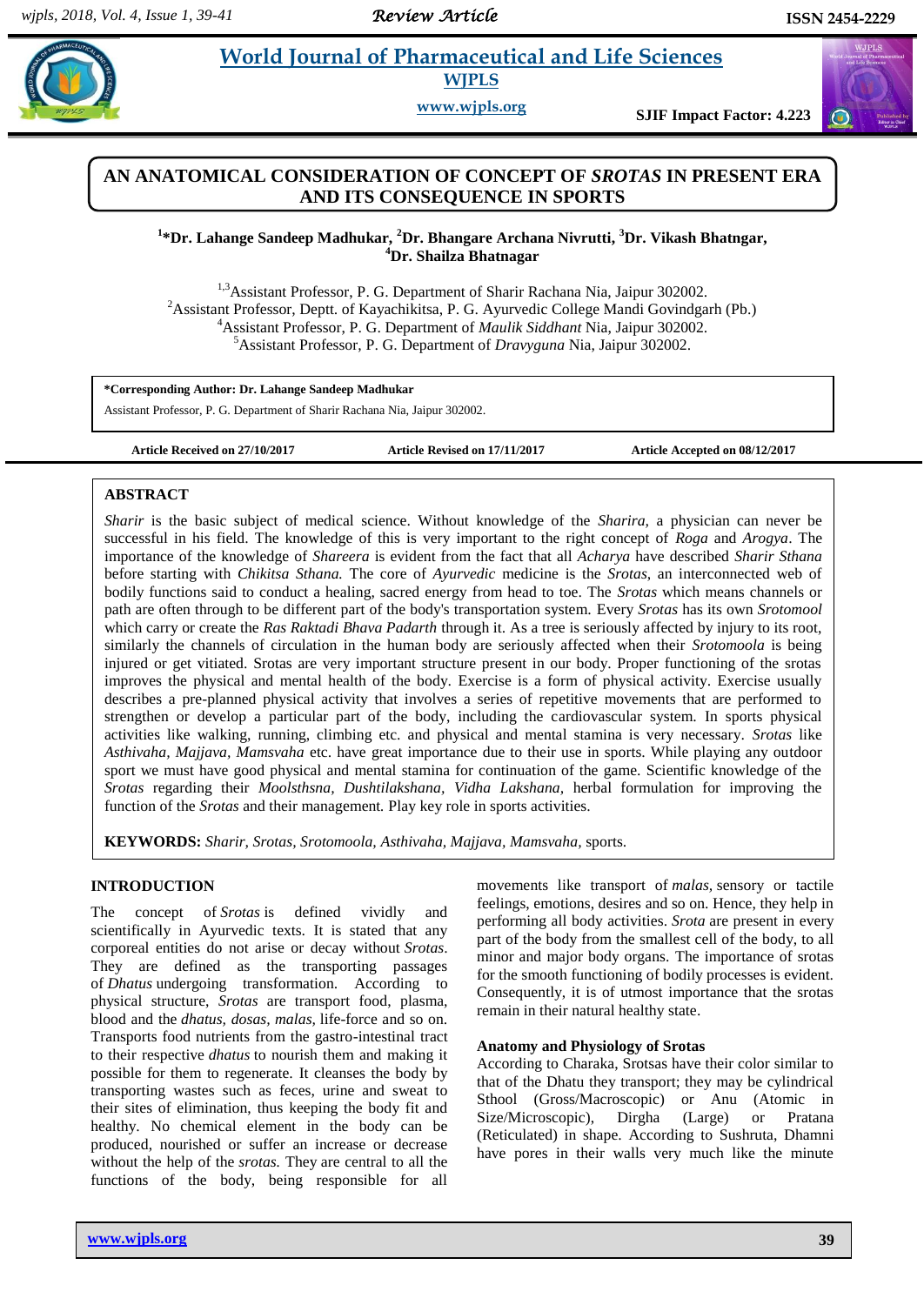# AN ANATOMICAL CONSIDERATION OF CONCEPT OF *SROTAS* IN PRESENT ERA AND ITS CONSEQUENCE IN SPORTS

**[1]*Dr. Lahange Sandeep Madhukar, [2]Dr. Bhangare Archana Nivrutti, [3]Dr. Vikash Bhatngar, [4]Dr. Shailza Bhatnagar**

[1,3]Assistant Professor, P. G. Department of Sharir Rachana Nia, Jaipur 302002.
[2]Assistant Professor, Deptt. of Kayachikitsa, P. G. Ayurvedic College Mandi Govindgarh (Pb.)
[4]Assistant Professor, P. G. Department of *Maulik Siddhant* Nia, Jaipur 302002.
[5]Assistant Professor, P. G. Department of *Dravyguna* Nia, Jaipur 302002.

**\*Corresponding Author: Dr. Lahange Sandeep Madhukar**
Assistant Professor, P. G. Department of Sharir Rachana Nia, Jaipur 302002.

**Article Received on 27/10/2017** **Article Revised on 17/11/2017** **Article Accepted on 08/12/2017**

## ABSTRACT

*Sharir* is the basic subject of medical science. Without knowledge of the *Sharira,* a physician can never be successful in his field. The knowledge of this is very important to the right concept of *Roga* and *Arogya*. The importance of the knowledge of *Shareera* is evident from the fact that all *Acharya* have described *Sharir Sthana* before starting with *Chikitsa Sthana.* The core of *Ayurvedic* medicine is the *Srotas*, an interconnected web of bodily functions said to conduct a healing, sacred energy from head to toe. The *Srotas* which means channels or path are often through to be different part of the body's transportation system. Every *Srotas* has its own *Srotomool* which carry or create the *Ras Raktadi Bhava Padarth* through it. As a tree is seriously affected by injury to its root, similarly the channels of circulation in the human body are seriously affected when their *Srotomoola* is being injured or get vitiated. Srotas are very important structure present in our body. Proper functioning of the srotas improves the physical and mental health of the body. Exercise is a form of physical activity. Exercise usually describes a pre-planned physical activity that involves a series of repetitive movements that are performed to strengthen or develop a particular part of the body, including the cardiovascular system. In sports physical activities like walking, running, climbing etc. and physical and mental stamina is very necessary. *Srotas* like *Asthivaha, Majjava, Mamsvaha* etc. have great importance due to their use in sports. While playing any outdoor sport we must have good physical and mental stamina for continuation of the game. Scientific knowledge of the *Srotas* regarding their *Moolsthsna, Dushtilakshana, Vidha Lakshana,* herbal formulation for improving the function of the *Srotas* and their management. Play key role in sports activities.

**KEYWORDS:** *Sharir, Srotas, Srotomoola, Asthivaha, Majjava, Mamsvaha,* sports.

## INTRODUCTION

The concept of *Srotas* is defined vividly and scientifically in Ayurvedic texts. It is stated that any corporeal entities do not arise or decay without *Srotas*. They are defined as the transporting passages of *Dhatus* undergoing transformation. According to physical structure, *Srotas* are transport food, plasma, blood and the *dhatus, dosas, malas,* life-force and so on. Transports food nutrients from the gastro-intestinal tract to their respective *dhatus* to nourish them and making it possible for them to regenerate. It cleanses the body by transporting wastes such as feces, urine and sweat to their sites of elimination, thus keeping the body fit and healthy. No chemical element in the body can be produced, nourished or suffer an increase or decrease without the help of the *srotas.* They are central to all the functions of the body, being responsible for all movements like transport of *malas,* sensory or tactile feelings, emotions, desires and so on. Hence, they help in performing all body activities. *Srota* are present in every part of the body from the smallest cell of the body, to all minor and major body organs. The importance of srotas for the smooth functioning of bodily processes is evident. Consequently, it is of utmost importance that the srotas remain in their natural healthy state.

### Anatomy and Physiology of Srotas

According to Charaka, Srotsas have their color similar to that of the Dhatu they transport; they may be cylindrical Sthool (Gross/Macroscopic) or Anu (Atomic in Size/Microscopic), Dirgha (Large) or Pratana (Reticulated) in shape. According to Sushruta, Dhamni have pores in their walls very much like the minute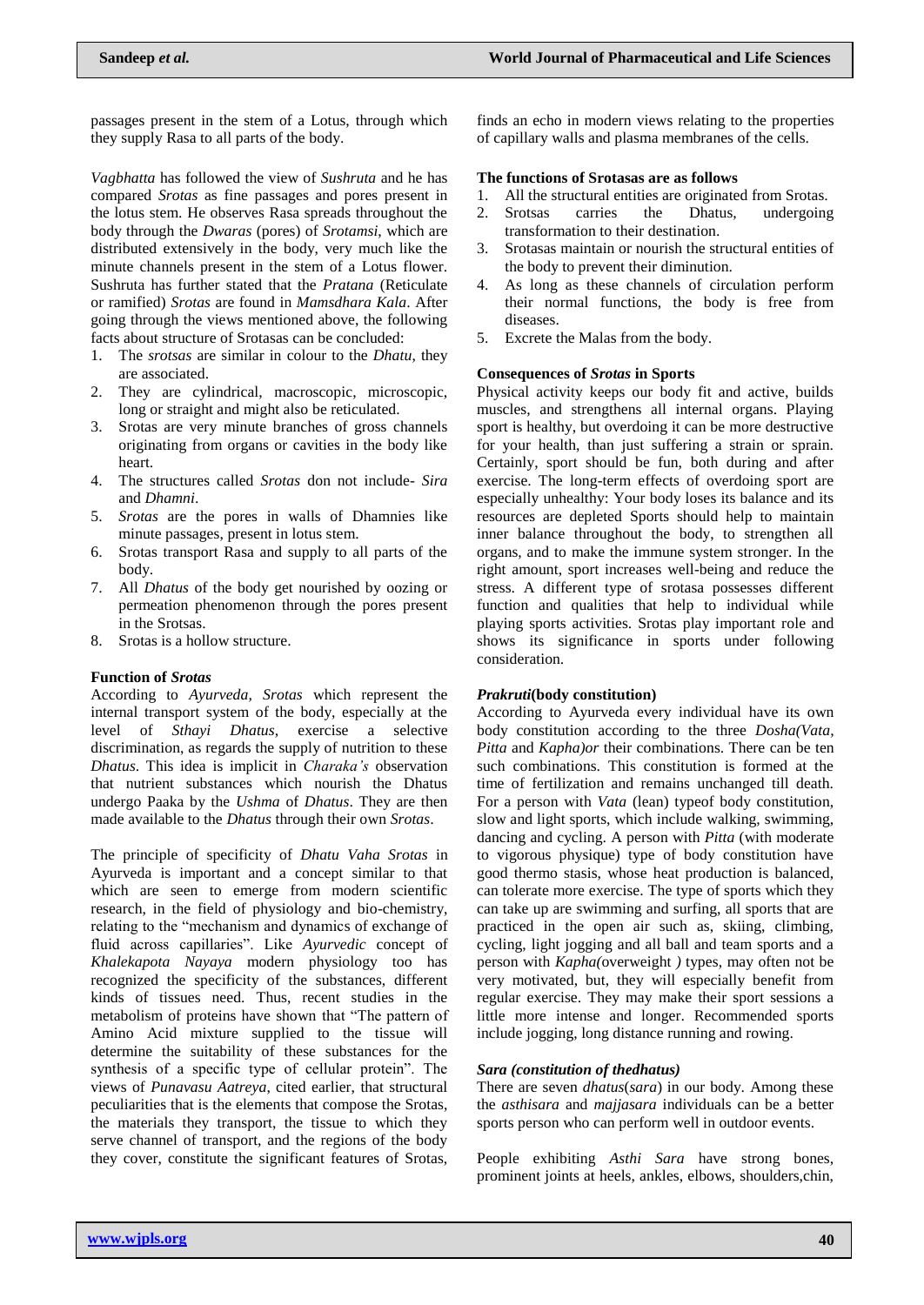passages present in the stem of a Lotus, through which they supply Rasa to all parts of the body.

*Vagbhatta* has followed the view of *Sushruta* and he has compared *Srotas* as fine passages and pores present in the lotus stem. He observes Rasa spreads throughout the body through the *Dwaras* (pores) of *Srotamsi*, which are distributed extensively in the body, very much like the minute channels present in the stem of a Lotus flower. Sushruta has further stated that the *Pratana* (Reticulate or ramified) *Srotas* are found in *Mamsdhara Kala*. After going through the views mentioned above, the following facts about structure of Srotasas can be concluded:

1. The *srotsas* are similar in colour to the *Dhatu*, they are associated.
2. They are cylindrical, macroscopic, microscopic, long or straight and might also be reticulated.
3. Srotas are very minute branches of gross channels originating from organs or cavities in the body like heart.
4. The structures called *Srotas* don not include- *Sira* and *Dhamni*.
5. *Srotas* are the pores in walls of Dhamnies like minute passages, present in lotus stem.
6. Srotas transport Rasa and supply to all parts of the body.
7. All *Dhatus* of the body get nourished by oozing or permeation phenomenon through the pores present in the Srotsas.
8. Srotas is a hollow structure.

**Function of *Srotas***

According to *Ayurveda, Srotas* which represent the internal transport system of the body, especially at the level of *Sthayi Dhatus*, exercise a selective discrimination, as regards the supply of nutrition to these *Dhatus*. This idea is implicit in *Charaka's* observation that nutrient substances which nourish the Dhatus undergo Paaka by the *Ushma* of *Dhatus*. They are then made available to the *Dhatus* through their own *Srotas*.

The principle of specificity of *Dhatu Vaha Srotas* in Ayurveda is important and a concept similar to that which are seen to emerge from modern scientific research, in the field of physiology and bio-chemistry, relating to the "mechanism and dynamics of exchange of fluid across capillaries". Like *Ayurvedic* concept of *Khalekapota Nayaya* modern physiology too has recognized the specificity of the substances, different kinds of tissues need. Thus, recent studies in the metabolism of proteins have shown that "The pattern of Amino Acid mixture supplied to the tissue will determine the suitability of these substances for the synthesis of a specific type of cellular protein". The views of *Punavasu Aatreya*, cited earlier, that structural peculiarities that is the elements that compose the Srotas, the materials they transport, the tissue to which they serve channel of transport, and the regions of the body they cover, constitute the significant features of Srotas, finds an echo in modern views relating to the properties of capillary walls and plasma membranes of the cells.

**The functions of Srotasas are as follows**

1. All the structural entities are originated from Srotas.
2. Srotsas carries the Dhatus, undergoing transformation to their destination.
3. Srotasas maintain or nourish the structural entities of the body to prevent their diminution.
4. As long as these channels of circulation perform their normal functions, the body is free from diseases.
5. Excrete the Malas from the body.

**Consequences of *Srotas* in Sports**

Physical activity keeps our body fit and active, builds muscles, and strengthens all internal organs. Playing sport is healthy, but overdoing it can be more destructive for your health, than just suffering a strain or sprain. Certainly, sport should be fun, both during and after exercise. The long-term effects of overdoing sport are especially unhealthy: Your body loses its balance and its resources are depleted Sports should help to maintain inner balance throughout the body, to strengthen all organs, and to make the immune system stronger. In the right amount, sport increases well-being and reduce the stress. A different type of srotasa possesses different function and qualities that help to individual while playing sports activities. Srotas play important role and shows its significance in sports under following consideration.

***Prakruti*(body constitution)**

According to Ayurveda every individual have its own body constitution according to the three *Dosha(Vata, Pitta* and *Kapha)or* their combinations. There can be ten such combinations. This constitution is formed at the time of fertilization and remains unchanged till death. For a person with *Vata* (lean) typeof body constitution, slow and light sports, which include walking, swimming, dancing and cycling. A person with *Pitta* (with moderate to vigorous physique) type of body constitution have good thermo stasis, whose heat production is balanced, can tolerate more exercise. The type of sports which they can take up are swimming and surfing, all sports that are practiced in the open air such as, skiing, climbing, cycling, light jogging and all ball and team sports and a person with *Kapha(*overweight *)* types, may often not be very motivated, but, they will especially benefit from regular exercise. They may make their sport sessions a little more intense and longer. Recommended sports include jogging, long distance running and rowing.

***Sara (constitution of thedhatus)***

There are seven *dhatus*(*sara*) in our body. Among these the *asthisara* and *majjasara* individuals can be a better sports person who can perform well in outdoor events.

People exhibiting *Asthi Sara* have strong bones, prominent joints at heels, ankles, elbows, shoulders,chin,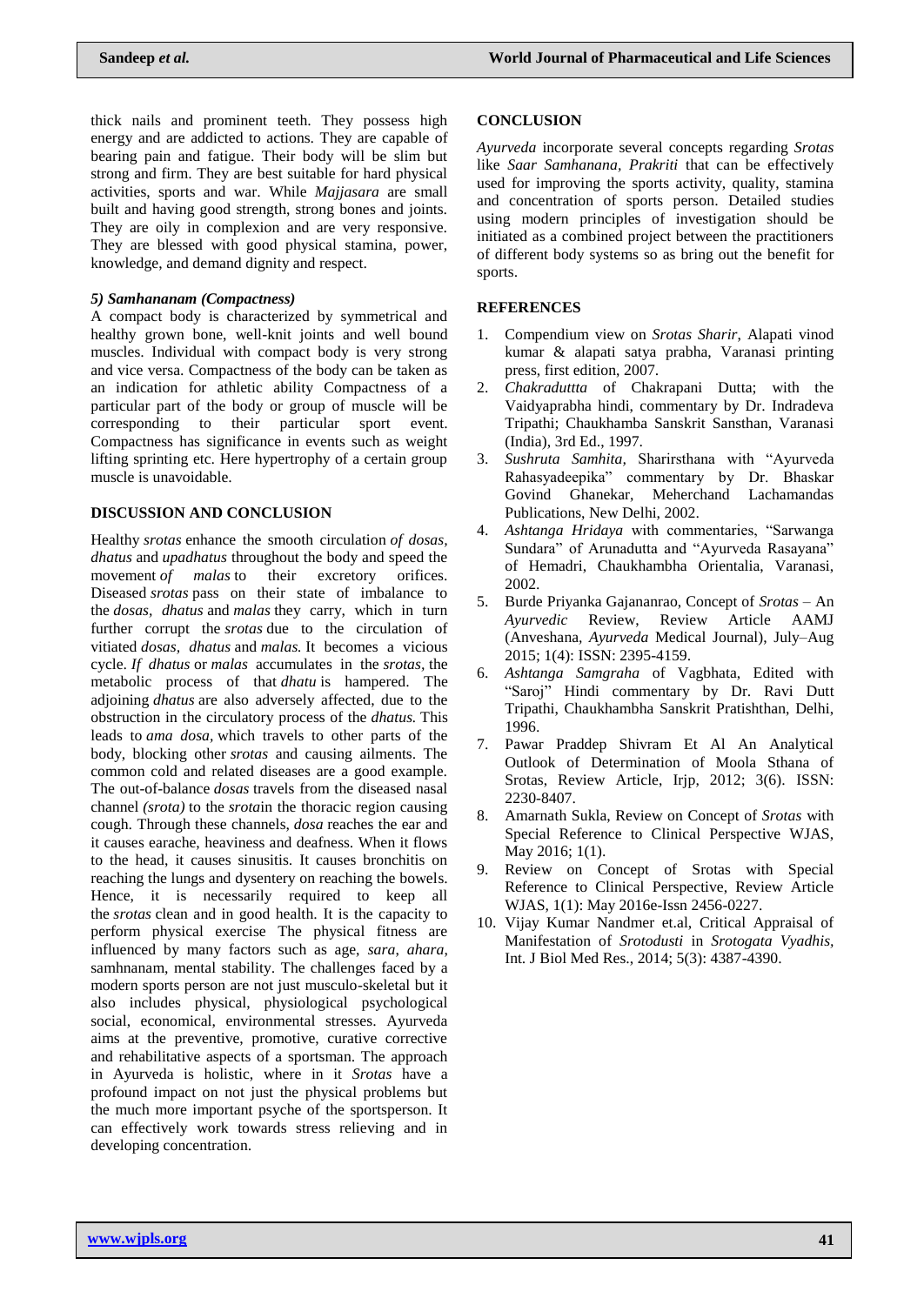thick nails and prominent teeth. They possess high energy and are addicted to actions. They are capable of bearing pain and fatigue. Their body will be slim but strong and firm. They are best suitable for hard physical activities, sports and war. While *Majjasara* are small built and having good strength, strong bones and joints. They are oily in complexion and are very responsive. They are blessed with good physical stamina, power, knowledge, and demand dignity and respect.

***5) Samhananam (Compactness)***

A compact body is characterized by symmetrical and healthy grown bone, well-knit joints and well bound muscles. Individual with compact body is very strong and vice versa. Compactness of the body can be taken as an indication for athletic ability Compactness of a particular part of the body or group of muscle will be corresponding to their particular sport event. Compactness has significance in events such as weight lifting sprinting etc. Here hypertrophy of a certain group muscle is unavoidable.

## DISCUSSION AND CONCLUSION

Healthy *srotas* enhance the smooth circulation *of dosas*, *dhatus* and *upadhatus* throughout the body and speed the movement *of malas* to their excretory orifices. Diseased *srotas* pass on their state of imbalance to the *dosas*, *dhatus* and *malas* they carry, which in turn further corrupt the *srotas* due to the circulation of vitiated *dosas*, *dhatus* and *malas.* It becomes a vicious cycle. *If dhatus* or *malas* accumulates in the *srotas*, the metabolic process of that *dhatu* is hampered. The adjoining *dhatus* are also adversely affected, due to the obstruction in the circulatory process of the *dhatus.* This leads to *ama dosa*, which travels to other parts of the body, blocking other *srotas* and causing ailments. The common cold and related diseases are a good example. The out-of-balance *dosas* travels from the diseased nasal channel *(srota)* to the *srota*in the thoracic region causing cough. Through these channels, *dosa* reaches the ear and it causes earache, heaviness and deafness. When it flows to the head, it causes sinusitis. It causes bronchitis on reaching the lungs and dysentery on reaching the bowels. Hence, it is necessarily required to keep all the *srotas* clean and in good health. It is the capacity to perform physical exercise The physical fitness are influenced by many factors such as age, *sara*, *ahara*, samhnanam, mental stability. The challenges faced by a modern sports person are not just musculo-skeletal but it also includes physical, physiological psychological social, economical, environmental stresses. Ayurveda aims at the preventive, promotive, curative corrective and rehabilitative aspects of a sportsman. The approach in Ayurveda is holistic, where in it *Srotas* have a profound impact on not just the physical problems but the much more important psyche of the sportsperson. It can effectively work towards stress relieving and in developing concentration.

## CONCLUSION

*Ayurveda* incorporate several concepts regarding *Srotas* like *Saar Samhanana*, *Prakriti* that can be effectively used for improving the sports activity, quality, stamina and concentration of sports person. Detailed studies using modern principles of investigation should be initiated as a combined project between the practitioners of different body systems so as bring out the benefit for sports.

## REFERENCES

1. Compendium view on *Srotas Sharir*, Alapati vinod kumar & alapati satya prabha, Varanasi printing press, first edition, 2007.
2. *Chakraduttta* of Chakrapani Dutta; with the Vaidyaprabha hindi, commentary by Dr. Indradeva Tripathi; Chaukhamba Sanskrit Sansthan, Varanasi (India), 3rd Ed., 1997.
3. *Sushruta Samhita,* Sharirsthana with "Ayurveda Rahasyadeepika" commentary by Dr. Bhaskar Govind Ghanekar, Meherchand Lachamandas Publications, New Delhi, 2002.
4. *Ashtanga Hridaya* with commentaries, "Sarwanga Sundara" of Arunadutta and "Ayurveda Rasayana" of Hemadri, Chaukhambha Orientalia, Varanasi, 2002.
5. Burde Priyanka Gajananrao, Concept of *Srotas* – An *Ayurvedic* Review, Review Article AAMJ (Anveshana, *Ayurveda* Medical Journal), July–Aug 2015; 1(4): ISSN: 2395-4159.
6. *Ashtanga Samgraha* of Vagbhata, Edited with "Saroj" Hindi commentary by Dr. Ravi Dutt Tripathi, Chaukhambha Sanskrit Pratishthan, Delhi, 1996.
7. Pawar Praddep Shivram Et Al An Analytical Outlook of Determination of Moola Sthana of Srotas, Review Article, Irjp, 2012; 3(6). ISSN: 2230-8407.
8. Amarnath Sukla, Review on Concept of *Srotas* with Special Reference to Clinical Perspective WJAS, May 2016; 1(1).
9. Review on Concept of Srotas with Special Reference to Clinical Perspective, Review Article WJAS, 1(1): May 2016e-Issn 2456-0227.
10. Vijay Kumar Nandmer et.al, Critical Appraisal of Manifestation of *Srotodusti* in *Srotogata Vyadhis,* Int. J Biol Med Res., 2014; 5(3): 4387-4390.